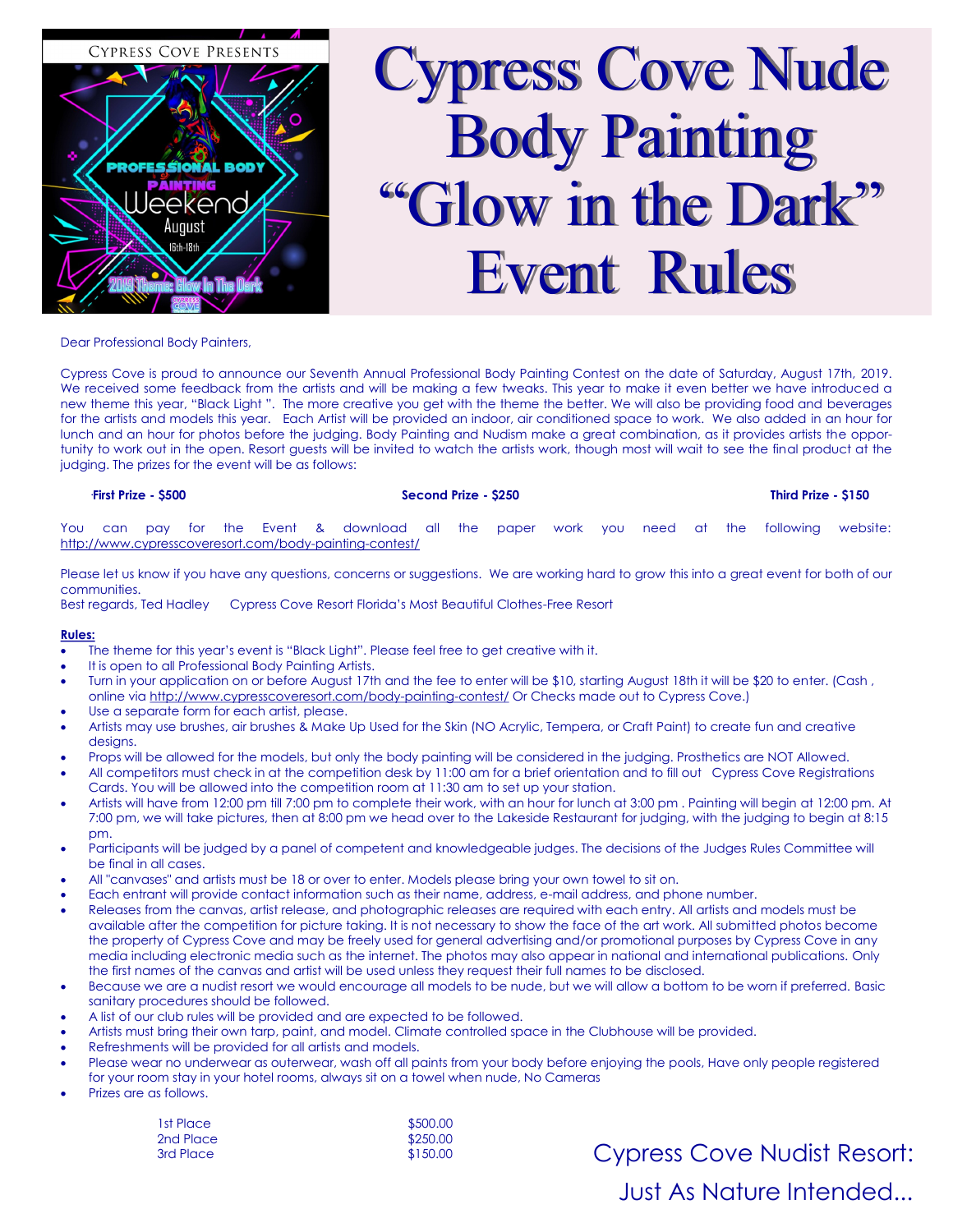# Cypress Cove Nude Body Painting "Glow in the Dark" Event Rules

Dear Professional Body Painters,

Cypress Cove is proud to announce our Seventh Annual Professional Body Painting Contest on the date of Saturday, August 17th, 2019. We received some feedback from the artists and will be making a few tweaks. This year to make it even better we have introduced a new theme this year, "Black Light ". The more creative you get with the theme the better. We will also be providing food and beverages for the artists and models this year. Each Artist will be provided an indoor, air conditioned space to work. We also added in an hour for lunch and an hour for photos before the judging. Body Painting and Nudism make a great combination, as it provides artists the opportunity to work out in the open. Resort guests will be invited to watch the artists work, though most will wait to see the final product at the judging. The prizes for the event will be as follows:

**First Prize - $500** **Second Prize - $250** **Third Prize - $150**

You can pay for the Event & download all the paper work you need at the following website: http://www.cypresscoveresort.com/body-painting-contest/

Please let us know if you have any questions, concerns or suggestions. We are working hard to grow this into a great event for both of our communities.
Best regards, Ted Hadley Cypress Cove Resort Florida's Most Beautiful Clothes-Free Resort

**Rules:**

- The theme for this year's event is "Black Light". Please feel free to get creative with it.
- It is open to all Professional Body Painting Artists.
- Turn in your application on or before August 17th and the fee to enter will be $10, starting August 18th it will be $20 to enter. (Cash , online via http://www.cypresscoveresort.com/body-painting-contest/ Or Checks made out to Cypress Cove.)
- Use a separate form for each artist, please.
- Artists may use brushes, air brushes & Make Up Used for the Skin (NO Acrylic, Tempera, or Craft Paint) to create fun and creative designs.
- Props will be allowed for the models, but only the body painting will be considered in the judging. Prosthetics are NOT Allowed.
- All competitors must check in at the competition desk by 11:00 am for a brief orientation and to fill out Cypress Cove Registrations Cards. You will be allowed into the competition room at 11:30 am to set up your station.
- Artists will have from 12:00 pm till 7:00 pm to complete their work, with an hour for lunch at 3:00 pm . Painting will begin at 12:00 pm. At 7:00 pm, we will take pictures, then at 8:00 pm we head over to the Lakeside Restaurant for judging, with the judging to begin at 8:15 pm.
- Participants will be judged by a panel of competent and knowledgeable judges. The decisions of the Judges Rules Committee will be final in all cases.
- All "canvases" and artists must be 18 or over to enter. Models please bring your own towel to sit on.
- Each entrant will provide contact information such as their name, address, e-mail address, and phone number.
- Releases from the canvas, artist release, and photographic releases are required with each entry. All artists and models must be available after the competition for picture taking. It is not necessary to show the face of the art work. All submitted photos become the property of Cypress Cove and may be freely used for general advertising and/or promotional purposes by Cypress Cove in any media including electronic media such as the internet. The photos may also appear in national and international publications. Only the first names of the canvas and artist will be used unless they request their full names to be disclosed.
- Because we are a nudist resort we would encourage all models to be nude, but we will allow a bottom to be worn if preferred. Basic sanitary procedures should be followed.
- A list of our club rules will be provided and are expected to be followed.
- Artists must bring their own tarp, paint, and model. Climate controlled space in the Clubhouse will be provided.
- Refreshments will be provided for all artists and models.
- Please wear no underwear as outerwear, wash off all paints from your body before enjoying the pools, Have only people registered for your room stay in your hotel rooms, always sit on a towel when nude, No Cameras
- Prizes are as follows.

| | |
|---|---|
| 1st Place | $500.00 |
| 2nd Place | $250.00 |
| 3rd Place | $150.00 |

Cypress Cove Nudist Resort: Just As Nature Intended...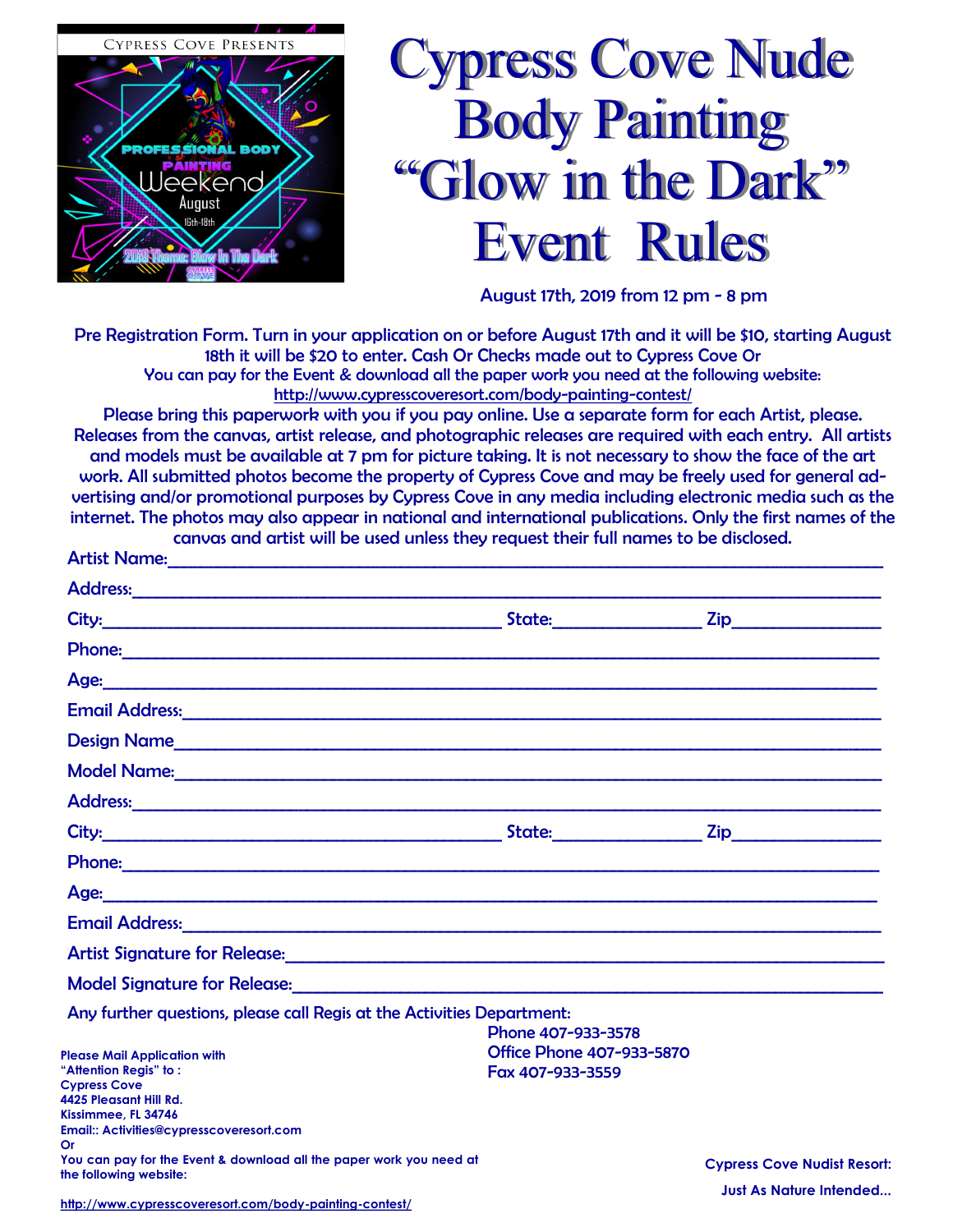# Cypress Cove Nude Body Painting "Glow in the Dark" Event Rules

August 17th, 2019 from 12 pm - 8 pm

Pre Registration Form. Turn in your application on or before August 17th and it will be $10, starting August 18th it will be $20 to enter. Cash Or Checks made out to Cypress Cove Or
You can pay for the Event & download all the paper work you need at the following website:
http://www.cypresscoveresort.com/body-painting-contest/
Please bring this paperwork with you if you pay online. Use a separate form for each Artist, please. Releases from the canvas, artist release, and photographic releases are required with each entry. All artists and models must be available at 7 pm for picture taking. It is not necessary to show the face of the art work. All submitted photos become the property of Cypress Cove and may be freely used for general advertising and/or promotional purposes by Cypress Cove in any media including electronic media such as the internet. The photos may also appear in national and international publications. Only the first names of the canvas and artist will be used unless they request their full names to be disclosed.

Artist Name:\_\_\_\_\_\_\_\_\_\_\_\_\_\_\_\_\_\_\_\_\_\_\_\_\_\_\_\_\_\_

Address:\_\_\_\_\_\_\_\_\_\_\_\_\_\_\_\_\_\_\_\_\_\_\_\_\_\_\_\_\_\_

City:\_\_\_\_\_\_\_\_\_\_\_\_\_\_\_\_ State:\_\_\_\_\_\_\_\_ Zip\_\_\_\_\_\_\_\_

Phone:\_\_\_\_\_\_\_\_\_\_\_\_\_\_\_\_\_\_\_\_\_\_\_\_\_\_\_\_\_\_

Age:\_\_\_\_\_\_\_\_\_\_\_\_\_\_\_\_\_\_\_\_\_\_\_\_\_\_\_\_\_\_

Email Address:\_\_\_\_\_\_\_\_\_\_\_\_\_\_\_\_\_\_\_\_\_\_\_\_\_\_\_\_\_\_

Design Name\_\_\_\_\_\_\_\_\_\_\_\_\_\_\_\_\_\_\_\_\_\_\_\_\_\_\_\_\_\_

Model Name:\_\_\_\_\_\_\_\_\_\_\_\_\_\_\_\_\_\_\_\_\_\_\_\_\_\_\_\_\_\_

Address:\_\_\_\_\_\_\_\_\_\_\_\_\_\_\_\_\_\_\_\_\_\_\_\_\_\_\_\_\_\_

City:\_\_\_\_\_\_\_\_\_\_\_\_\_\_\_\_ State:\_\_\_\_\_\_\_\_ Zip\_\_\_\_\_\_\_\_

Phone:\_\_\_\_\_\_\_\_\_\_\_\_\_\_\_\_\_\_\_\_\_\_\_\_\_\_\_\_\_\_

Age:\_\_\_\_\_\_\_\_\_\_\_\_\_\_\_\_\_\_\_\_\_\_\_\_\_\_\_\_\_\_

Email Address:\_\_\_\_\_\_\_\_\_\_\_\_\_\_\_\_\_\_\_\_\_\_\_\_\_\_\_\_\_\_

Artist Signature for Release:\_\_\_\_\_\_\_\_\_\_\_\_\_\_\_\_\_\_\_\_\_\_\_\_\_\_\_\_\_\_

Model Signature for Release:\_\_\_\_\_\_\_\_\_\_\_\_\_\_\_\_\_\_\_\_\_\_\_\_\_\_\_\_\_\_

Any further questions, please call Regis at the Activities Department:

Phone 407-933-3578
Office Phone 407-933-5870
Fax 407-933-3559

**Please Mail Application with "Attention Regis" to :**
**Cypress Cove**
**4425 Pleasant Hill Rd.**
**Kissimmee, FL 34746**
**Email:: Activities@cypresscoveresort.com**
**Or**
**You can pay for the Event & download all the paper work you need at the following website:**

**http://www.cypresscoveresort.com/body-painting-contest/**

**Cypress Cove Nudist Resort:**
**Just As Nature Intended...**